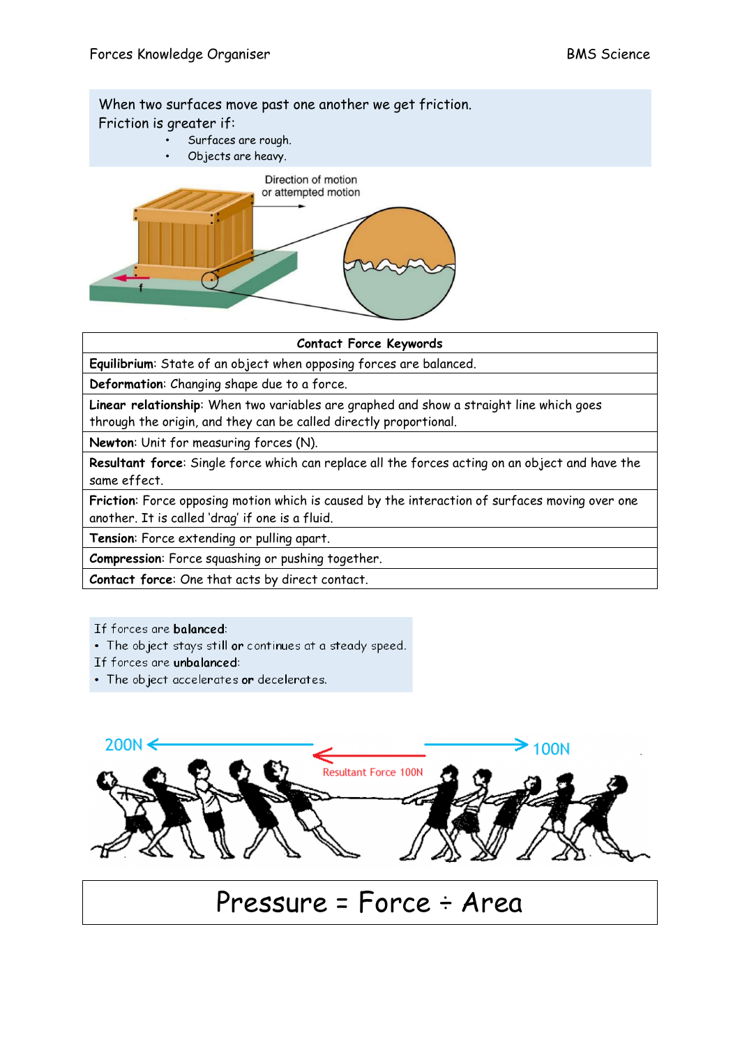When two surfaces move past one another we get friction.
Friction is greater if:

- Surfaces are rough.
- Objects are heavy.

| Contact Force Keywords |
|---|
| **Equilibrium**: State of an object when opposing forces are balanced. |
| **Deformation**: Changing shape due to a force. |
| **Linear relationship**: When two variables are graphed and show a straight line which goes through the origin, and they can be called directly proportional. |
| **Newton**: Unit for measuring forces (N). |
| **Resultant force**: Single force which can replace all the forces acting on an object and have the same effect. |
| **Friction**: Force opposing motion which is caused by the interaction of surfaces moving over one another. It is called 'drag' if one is a fluid. |
| **Tension**: Force extending or pulling apart. |
| **Compression**: Force squashing or pushing together. |
| **Contact force**: One that acts by direct contact. |

If forces are **balanced**:

- The object stays still **or** continues at a steady speed.

If forces are **unbalanced**:

- The object accelerates **or** decelerates.

**Pressure = Force ÷ Area**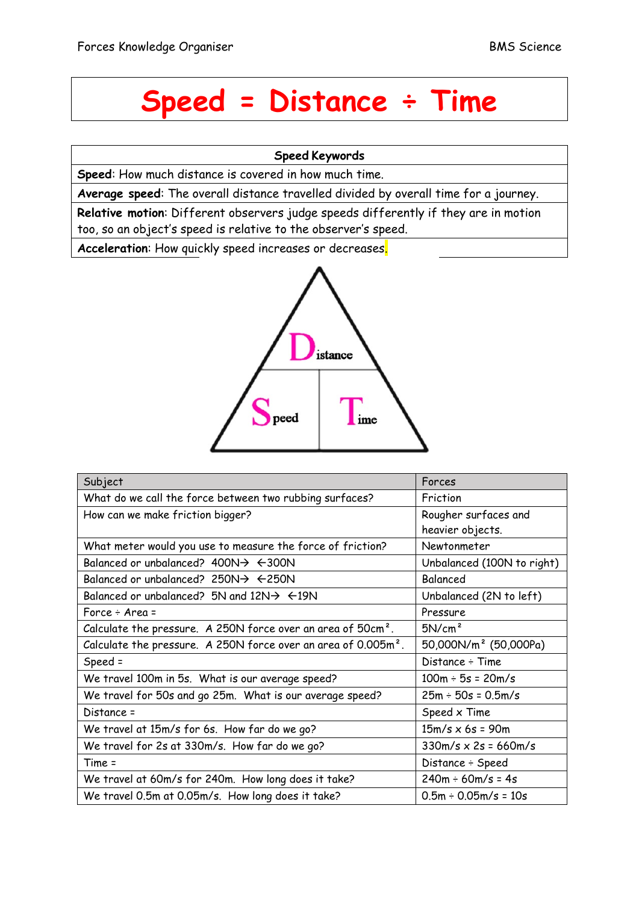# Speed = Distance ÷ Time

| Speed Keywords |
|---|
| **Speed**: How much distance is covered in how much time. |
| **Average speed**: The overall distance travelled divided by overall time for a journey. |
| **Relative motion**: Different observers judge speeds differently if they are in motion too, so an object's speed is relative to the observer's speed. |
| **Acceleration**: How quickly speed increases or decreases. |

Distance

Speed

Time

| Subject | Forces |
|---|---|
| What do we call the force between two rubbing surfaces? | Friction |
| How can we make friction bigger? | Rougher surfaces and heavier objects. |
| What meter would you use to measure the force of friction? | Newtonmeter |
| Balanced or unbalanced? 400N→ ←300N | Unbalanced (100N to right) |
| Balanced or unbalanced? 250N→ ←250N | Balanced |
| Balanced or unbalanced? 5N and 12N→ ←19N | Unbalanced (2N to left) |
| Force ÷ Area = | Pressure |
| Calculate the pressure. A 250N force over an area of $50cm^2$. | $5N/cm^2$ |
| Calculate the pressure. A 250N force over an area of $0.005m^2$. | $50{,}000N/m^2$ (50,000Pa) |
| Speed = | Distance ÷ Time |
| We travel 100m in 5s. What is our average speed? | 100m ÷ 5s = 20m/s |
| We travel for 50s and go 25m. What is our average speed? | 25m ÷ 50s = 0.5m/s |
| Distance = | Speed x Time |
| We travel at 15m/s for 6s. How far do we go? | 15m/s x 6s = 90m |
| We travel for 2s at 330m/s. How far do we go? | 330m/s x 2s = 660m/s |
| Time = | Distance ÷ Speed |
| We travel at 60m/s for 240m. How long does it take? | 240m ÷ 60m/s = 4s |
| We travel 0.5m at 0.05m/s. How long does it take? | 0.5m ÷ 0.05m/s = 10s |